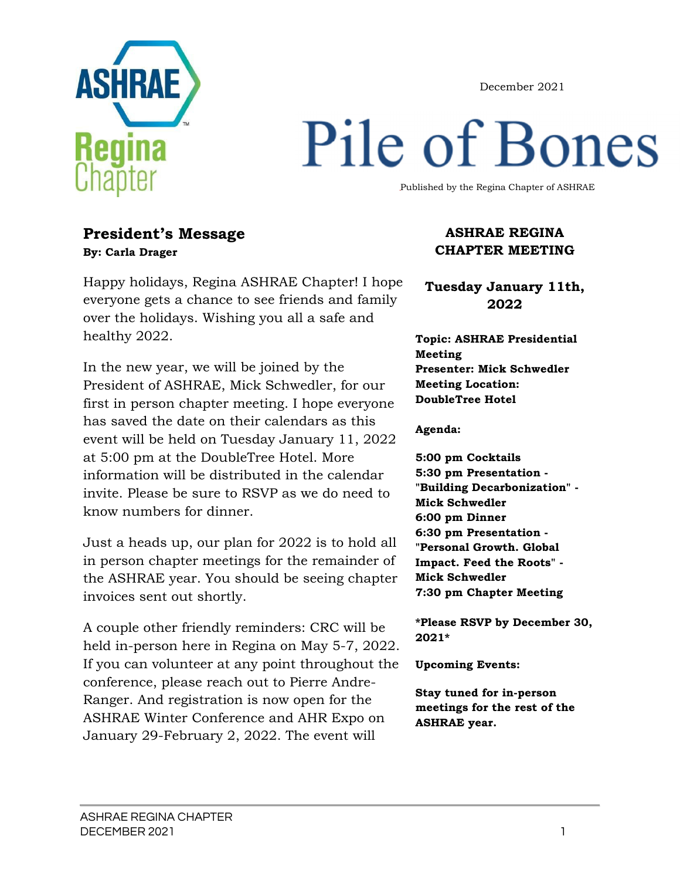December 2021

# Pile of Bones

Published by the Regina Chapter of ASHRAE

## President's Message

**By: Carla Drager**

Happy holidays, Regina ASHRAE Chapter! I hope everyone gets a chance to see friends and family over the holidays. Wishing you all a safe and healthy 2022.

In the new year, we will be joined by the President of ASHRAE, Mick Schwedler, for our first in person chapter meeting. I hope everyone has saved the date on their calendars as this event will be held on Tuesday January 11, 2022 at 5:00 pm at the DoubleTree Hotel. More information will be distributed in the calendar invite. Please be sure to RSVP as we do need to know numbers for dinner.

Just a heads up, our plan for 2022 is to hold all in person chapter meetings for the remainder of the ASHRAE year. You should be seeing chapter invoices sent out shortly.

A couple other friendly reminders: CRC will be held in-person here in Regina on May 5-7, 2022. If you can volunteer at any point throughout the conference, please reach out to Pierre Andre-Ranger. And registration is now open for the ASHRAE Winter Conference and AHR Expo on January 29-February 2, 2022. The event will

## ASHRAE REGINA CHAPTER MEETING

### Tuesday January 11th, 2022

**Topic: ASHRAE Presidential Meeting**
**Presenter: Mick Schwedler**
**Meeting Location: DoubleTree Hotel**

**Agenda:**

**5:00 pm Cocktails**
**5:30 pm Presentation - "Building Decarbonization" - Mick Schwedler**
**6:00 pm Dinner**
**6:30 pm Presentation - "Personal Growth. Global Impact. Feed the Roots" - Mick Schwedler**
**7:30 pm Chapter Meeting**

***Please RSVP by December 30, 2021***

**Upcoming Events:**

**Stay tuned for in-person meetings for the rest of the ASHRAE year.**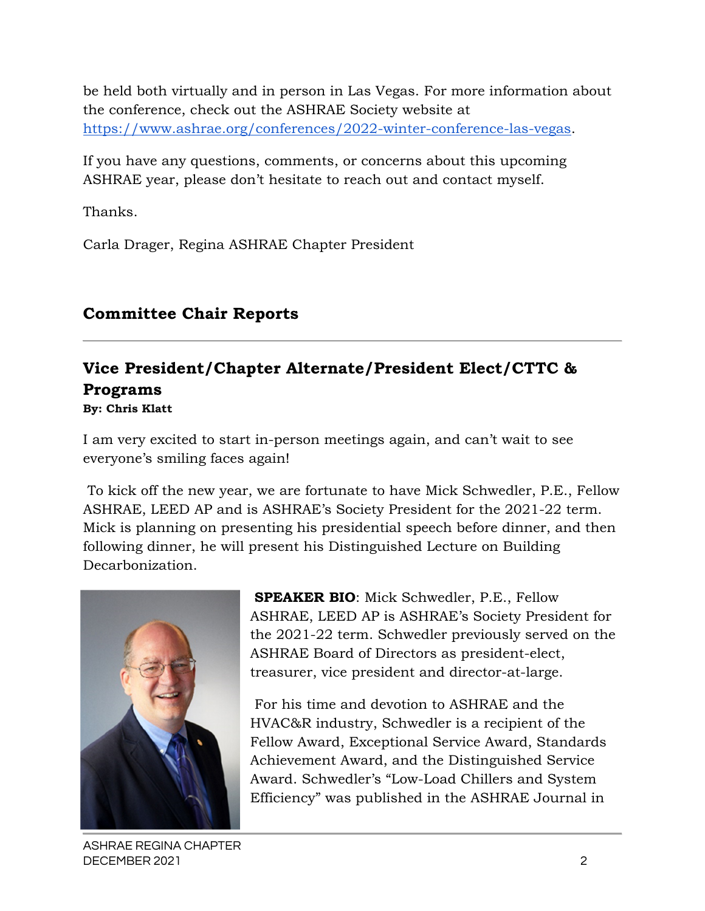be held both virtually and in person in Las Vegas. For more information about the conference, check out the ASHRAE Society website at https://www.ashrae.org/conferences/2022-winter-conference-las-vegas.

If you have any questions, comments, or concerns about this upcoming ASHRAE year, please don't hesitate to reach out and contact myself.

Thanks.

Carla Drager, Regina ASHRAE Chapter President

## Committee Chair Reports

---

### Vice President/Chapter Alternate/President Elect/CTTC & Programs

**By: Chris Klatt**

I am very excited to start in-person meetings again, and can't wait to see everyone's smiling faces again!

To kick off the new year, we are fortunate to have Mick Schwedler, P.E., Fellow ASHRAE, LEED AP and is ASHRAE's Society President for the 2021-22 term. Mick is planning on presenting his presidential speech before dinner, and then following dinner, he will present his Distinguished Lecture on Building Decarbonization.

**SPEAKER BIO**: Mick Schwedler, P.E., Fellow ASHRAE, LEED AP is ASHRAE's Society President for the 2021-22 term. Schwedler previously served on the ASHRAE Board of Directors as president-elect, treasurer, vice president and director-at-large.

For his time and devotion to ASHRAE and the HVAC&R industry, Schwedler is a recipient of the Fellow Award, Exceptional Service Award, Standards Achievement Award, and the Distinguished Service Award. Schwedler's "Low-Load Chillers and System Efficiency" was published in the ASHRAE Journal in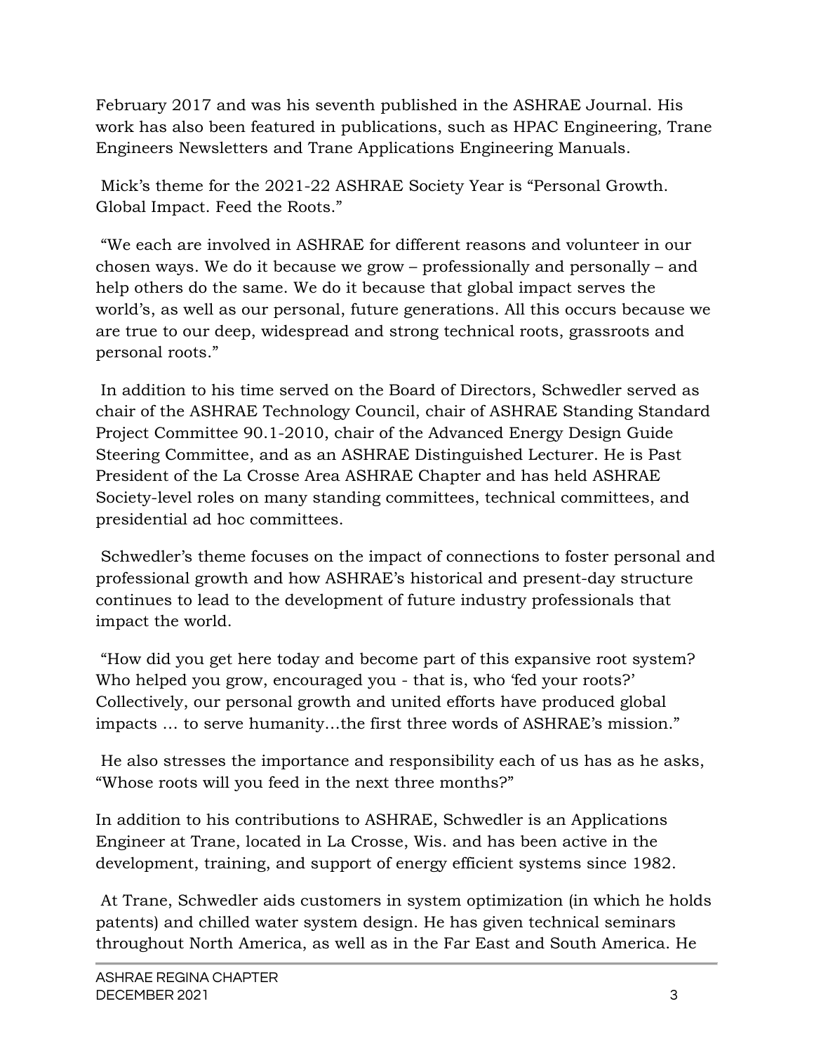February 2017 and was his seventh published in the ASHRAE Journal. His work has also been featured in publications, such as HPAC Engineering, Trane Engineers Newsletters and Trane Applications Engineering Manuals.

Mick's theme for the 2021-22 ASHRAE Society Year is "Personal Growth. Global Impact. Feed the Roots."

"We each are involved in ASHRAE for different reasons and volunteer in our chosen ways. We do it because we grow – professionally and personally – and help others do the same. We do it because that global impact serves the world's, as well as our personal, future generations. All this occurs because we are true to our deep, widespread and strong technical roots, grassroots and personal roots."

In addition to his time served on the Board of Directors, Schwedler served as chair of the ASHRAE Technology Council, chair of ASHRAE Standing Standard Project Committee 90.1-2010, chair of the Advanced Energy Design Guide Steering Committee, and as an ASHRAE Distinguished Lecturer. He is Past President of the La Crosse Area ASHRAE Chapter and has held ASHRAE Society-level roles on many standing committees, technical committees, and presidential ad hoc committees.

Schwedler's theme focuses on the impact of connections to foster personal and professional growth and how ASHRAE's historical and present-day structure continues to lead to the development of future industry professionals that impact the world.

"How did you get here today and become part of this expansive root system? Who helped you grow, encouraged you - that is, who 'fed your roots?' Collectively, our personal growth and united efforts have produced global impacts … to serve humanity…the first three words of ASHRAE's mission."

He also stresses the importance and responsibility each of us has as he asks, "Whose roots will you feed in the next three months?"

In addition to his contributions to ASHRAE, Schwedler is an Applications Engineer at Trane, located in La Crosse, Wis. and has been active in the development, training, and support of energy efficient systems since 1982.

At Trane, Schwedler aids customers in system optimization (in which he holds patents) and chilled water system design. He has given technical seminars throughout North America, as well as in the Far East and South America. He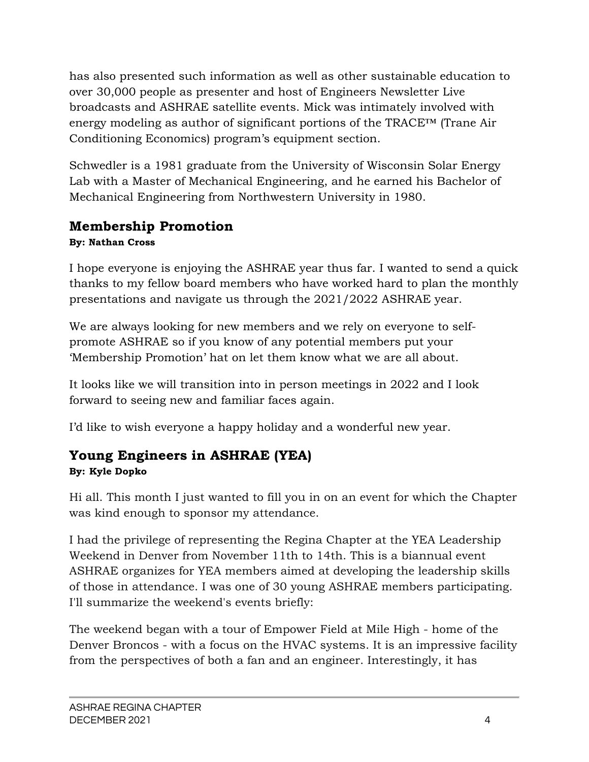has also presented such information as well as other sustainable education to over 30,000 people as presenter and host of Engineers Newsletter Live broadcasts and ASHRAE satellite events. Mick was intimately involved with energy modeling as author of significant portions of the TRACE™ (Trane Air Conditioning Economics) program's equipment section.

Schwedler is a 1981 graduate from the University of Wisconsin Solar Energy Lab with a Master of Mechanical Engineering, and he earned his Bachelor of Mechanical Engineering from Northwestern University in 1980.

## Membership Promotion

**By: Nathan Cross**

I hope everyone is enjoying the ASHRAE year thus far. I wanted to send a quick thanks to my fellow board members who have worked hard to plan the monthly presentations and navigate us through the 2021/2022 ASHRAE year.

We are always looking for new members and we rely on everyone to self-promote ASHRAE so if you know of any potential members put your 'Membership Promotion' hat on let them know what we are all about.

It looks like we will transition into in person meetings in 2022 and I look forward to seeing new and familiar faces again.

I'd like to wish everyone a happy holiday and a wonderful new year.

## Young Engineers in ASHRAE (YEA)

**By: Kyle Dopko**

Hi all. This month I just wanted to fill you in on an event for which the Chapter was kind enough to sponsor my attendance.

I had the privilege of representing the Regina Chapter at the YEA Leadership Weekend in Denver from November 11th to 14th. This is a biannual event ASHRAE organizes for YEA members aimed at developing the leadership skills of those in attendance. I was one of 30 young ASHRAE members participating. I'll summarize the weekend's events briefly:

The weekend began with a tour of Empower Field at Mile High - home of the Denver Broncos - with a focus on the HVAC systems. It is an impressive facility from the perspectives of both a fan and an engineer. Interestingly, it has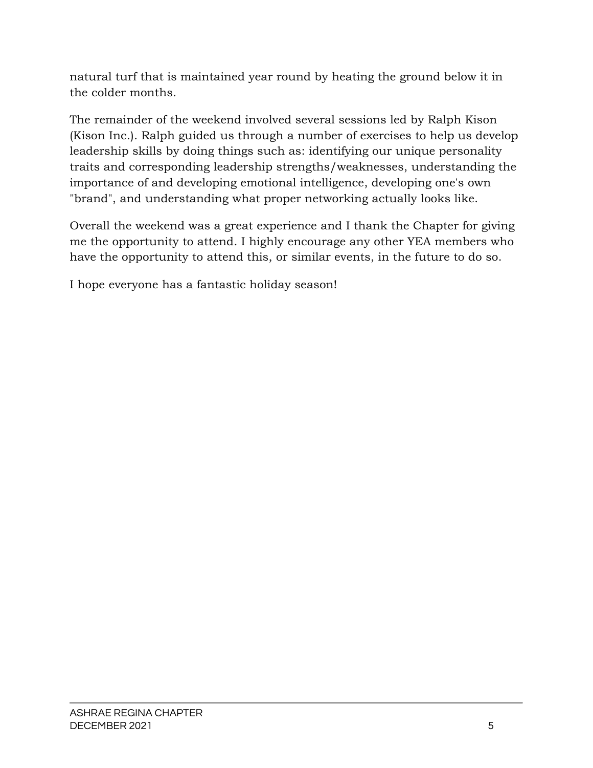natural turf that is maintained year round by heating the ground below it in the colder months.

The remainder of the weekend involved several sessions led by Ralph Kison (Kison Inc.). Ralph guided us through a number of exercises to help us develop leadership skills by doing things such as: identifying our unique personality traits and corresponding leadership strengths/weaknesses, understanding the importance of and developing emotional intelligence, developing one's own "brand", and understanding what proper networking actually looks like.

Overall the weekend was a great experience and I thank the Chapter for giving me the opportunity to attend. I highly encourage any other YEA members who have the opportunity to attend this, or similar events, in the future to do so.

I hope everyone has a fantastic holiday season!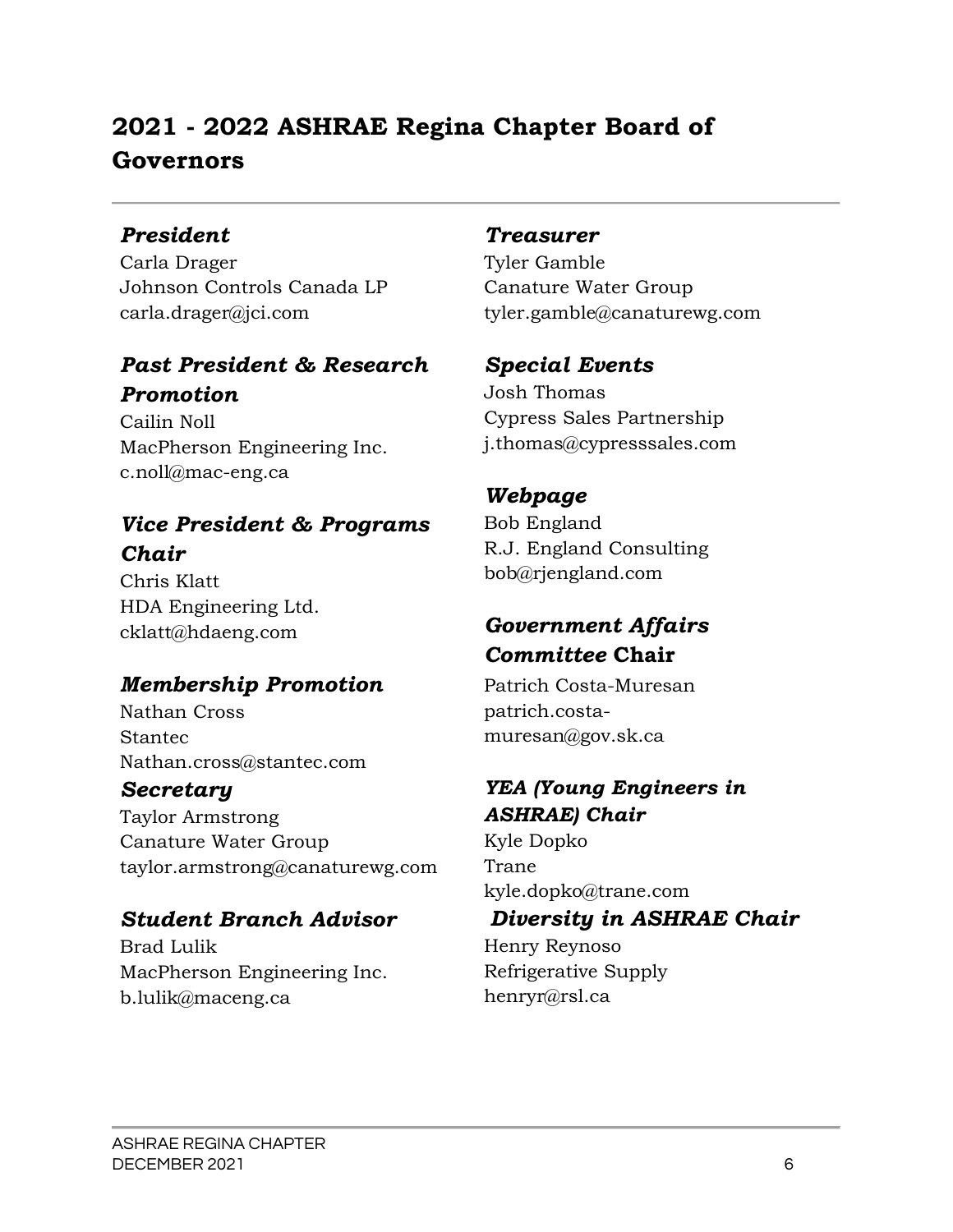## 2021 - 2022 ASHRAE Regina Chapter Board of Governors

### *President*
Carla Drager
Johnson Controls Canada LP
carla.drager@jci.com

### *Past President & Research Promotion*
Cailin Noll
MacPherson Engineering Inc.
c.noll@mac-eng.ca

### *Vice President & Programs Chair*
Chris Klatt
HDA Engineering Ltd.
cklatt@hdaeng.com

### *Membership Promotion*
Nathan Cross
Stantec
Nathan.cross@stantec.com

### *Secretary*
Taylor Armstrong
Canature Water Group
taylor.armstrong@canaturewg.com

### *Student Branch Advisor*
Brad Lulik
MacPherson Engineering Inc.
b.lulik@maceng.ca

### *Treasurer*
Tyler Gamble
Canature Water Group
tyler.gamble@canaturewg.com

### *Special Events*
Josh Thomas
Cypress Sales Partnership
j.thomas@cypresssales.com

### *Webpage*
Bob England
R.J. England Consulting
bob@rjengland.com

### *Government Affairs Committee* Chair
Patrich Costa-Muresan
patrich.costa-muresan@gov.sk.ca

### *YEA (Young Engineers in ASHRAE) Chair*
Kyle Dopko
Trane
kyle.dopko@trane.com

### *Diversity in ASHRAE Chair*
Henry Reynoso
Refrigerative Supply
henryr@rsl.ca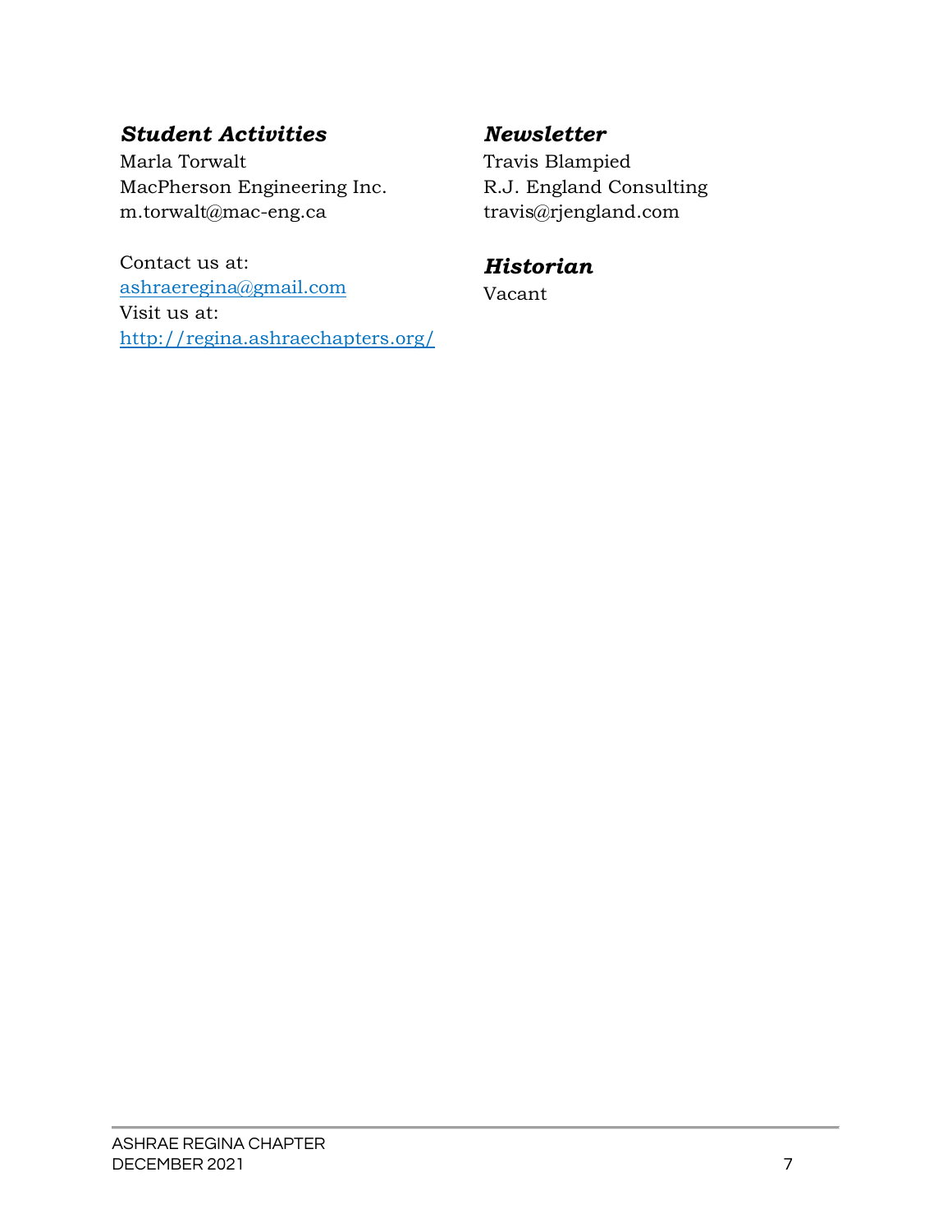### *Student Activities*

Marla Torwalt
MacPherson Engineering Inc.
m.torwalt@mac-eng.ca

Contact us at:
[ashraeregina@gmail.com](mailto:ashraeregina@gmail.com)
Visit us at:
[http://regina.ashraechapters.org/](http://regina.ashraechapters.org/)

### *Newsletter*

Travis Blampied
R.J. England Consulting
travis@rjengland.com

### *Historian*

Vacant